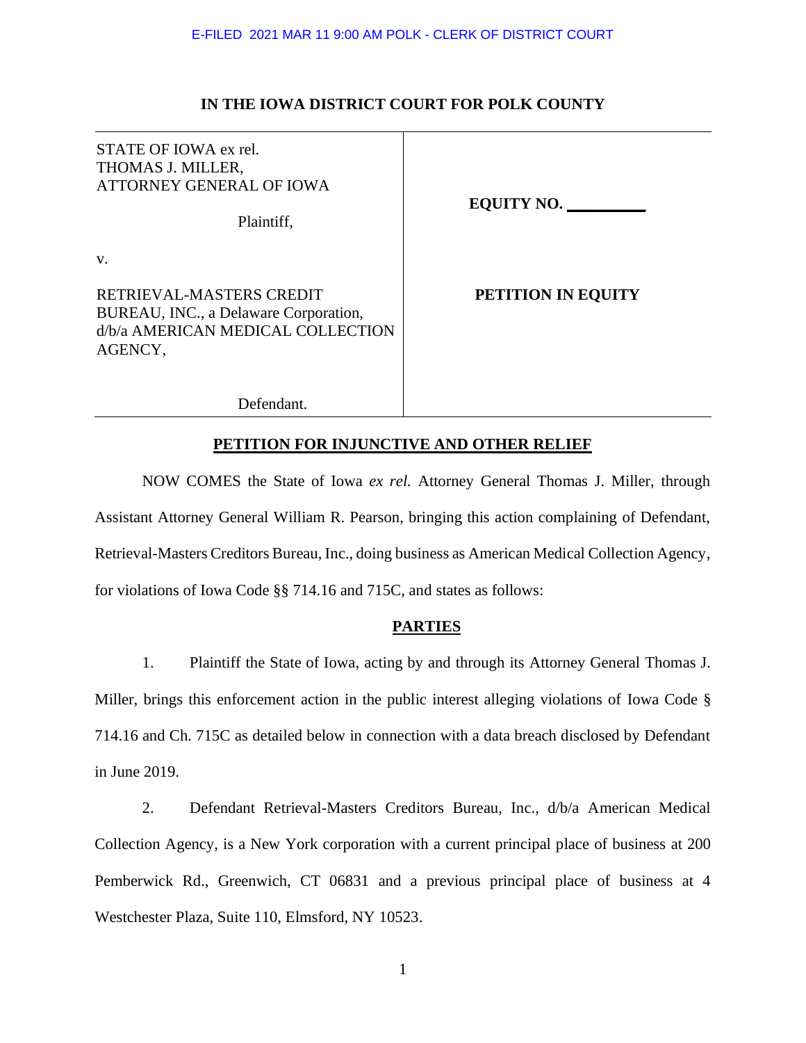E-FILED 2021 MAR 11 9:00 AM POLK - CLERK OF DISTRICT COURT

**IN THE IOWA DISTRICT COURT FOR POLK COUNTY**

| | |
|---|---|
| STATE OF IOWA ex rel.<br>THOMAS J. MILLER,<br>ATTORNEY GENERAL OF IOWA<br><br>Plaintiff,<br><br>v.<br><br>RETRIEVAL-MASTERS CREDIT BUREAU, INC., a Delaware Corporation, d/b/a AMERICAN MEDICAL COLLECTION AGENCY,<br><br>Defendant. | **EQUITY NO. \_\_\_\_\_\_\_\_\_\_**<br><br>**PETITION IN EQUITY** |

**PETITION FOR INJUNCTIVE AND OTHER RELIEF**

NOW COMES the State of Iowa *ex rel.* Attorney General Thomas J. Miller, through Assistant Attorney General William R. Pearson, bringing this action complaining of Defendant, Retrieval-Masters Creditors Bureau, Inc., doing business as American Medical Collection Agency, for violations of Iowa Code §§ 714.16 and 715C, and states as follows:

**PARTIES**

1. Plaintiff the State of Iowa, acting by and through its Attorney General Thomas J. Miller, brings this enforcement action in the public interest alleging violations of Iowa Code § 714.16 and Ch. 715C as detailed below in connection with a data breach disclosed by Defendant in June 2019.

2. Defendant Retrieval-Masters Creditors Bureau, Inc., d/b/a American Medical Collection Agency, is a New York corporation with a current principal place of business at 200 Pemberwick Rd., Greenwich, CT 06831 and a previous principal place of business at 4 Westchester Plaza, Suite 110, Elmsford, NY 10523.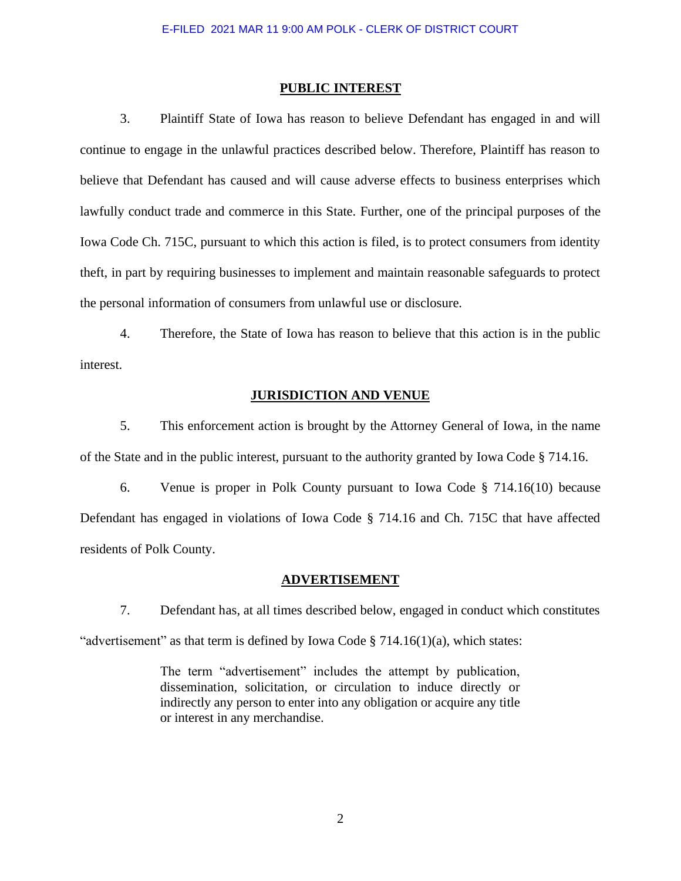## PUBLIC INTEREST

3. Plaintiff State of Iowa has reason to believe Defendant has engaged in and will continue to engage in the unlawful practices described below. Therefore, Plaintiff has reason to believe that Defendant has caused and will cause adverse effects to business enterprises which lawfully conduct trade and commerce in this State. Further, one of the principal purposes of the Iowa Code Ch. 715C, pursuant to which this action is filed, is to protect consumers from identity theft, in part by requiring businesses to implement and maintain reasonable safeguards to protect the personal information of consumers from unlawful use or disclosure.

4. Therefore, the State of Iowa has reason to believe that this action is in the public interest.

## JURISDICTION AND VENUE

5. This enforcement action is brought by the Attorney General of Iowa, in the name of the State and in the public interest, pursuant to the authority granted by Iowa Code § 714.16.

6. Venue is proper in Polk County pursuant to Iowa Code § 714.16(10) because Defendant has engaged in violations of Iowa Code § 714.16 and Ch. 715C that have affected residents of Polk County.

## ADVERTISEMENT

7. Defendant has, at all times described below, engaged in conduct which constitutes "advertisement" as that term is defined by Iowa Code § 714.16(1)(a), which states:

> The term "advertisement" includes the attempt by publication, dissemination, solicitation, or circulation to induce directly or indirectly any person to enter into any obligation or acquire any title or interest in any merchandise.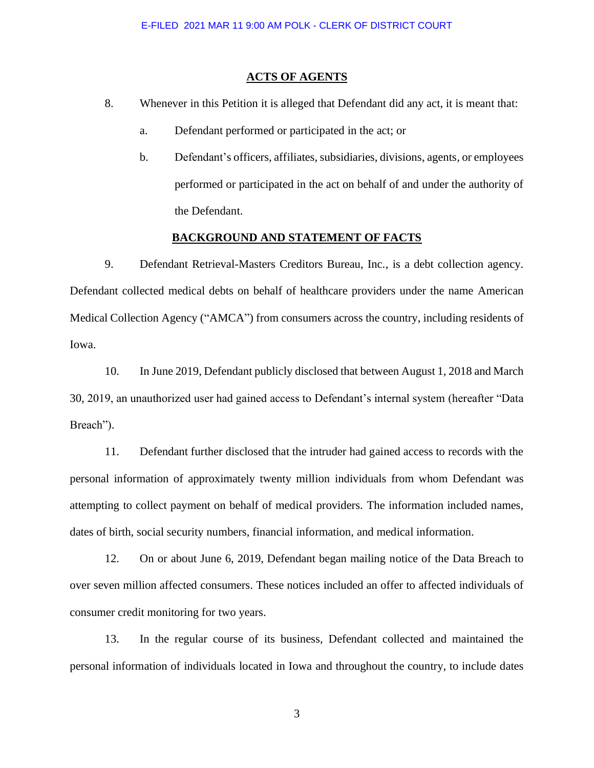## ACTS OF AGENTS

8. Whenever in this Petition it is alleged that Defendant did any act, it is meant that:

   a. Defendant performed or participated in the act; or

   b. Defendant's officers, affiliates, subsidiaries, divisions, agents, or employees performed or participated in the act on behalf of and under the authority of the Defendant.

## BACKGROUND AND STATEMENT OF FACTS

9. Defendant Retrieval-Masters Creditors Bureau, Inc., is a debt collection agency. Defendant collected medical debts on behalf of healthcare providers under the name American Medical Collection Agency ("AMCA") from consumers across the country, including residents of Iowa.

10. In June 2019, Defendant publicly disclosed that between August 1, 2018 and March 30, 2019, an unauthorized user had gained access to Defendant's internal system (hereafter "Data Breach").

11. Defendant further disclosed that the intruder had gained access to records with the personal information of approximately twenty million individuals from whom Defendant was attempting to collect payment on behalf of medical providers. The information included names, dates of birth, social security numbers, financial information, and medical information.

12. On or about June 6, 2019, Defendant began mailing notice of the Data Breach to over seven million affected consumers. These notices included an offer to affected individuals of consumer credit monitoring for two years.

13. In the regular course of its business, Defendant collected and maintained the personal information of individuals located in Iowa and throughout the country, to include dates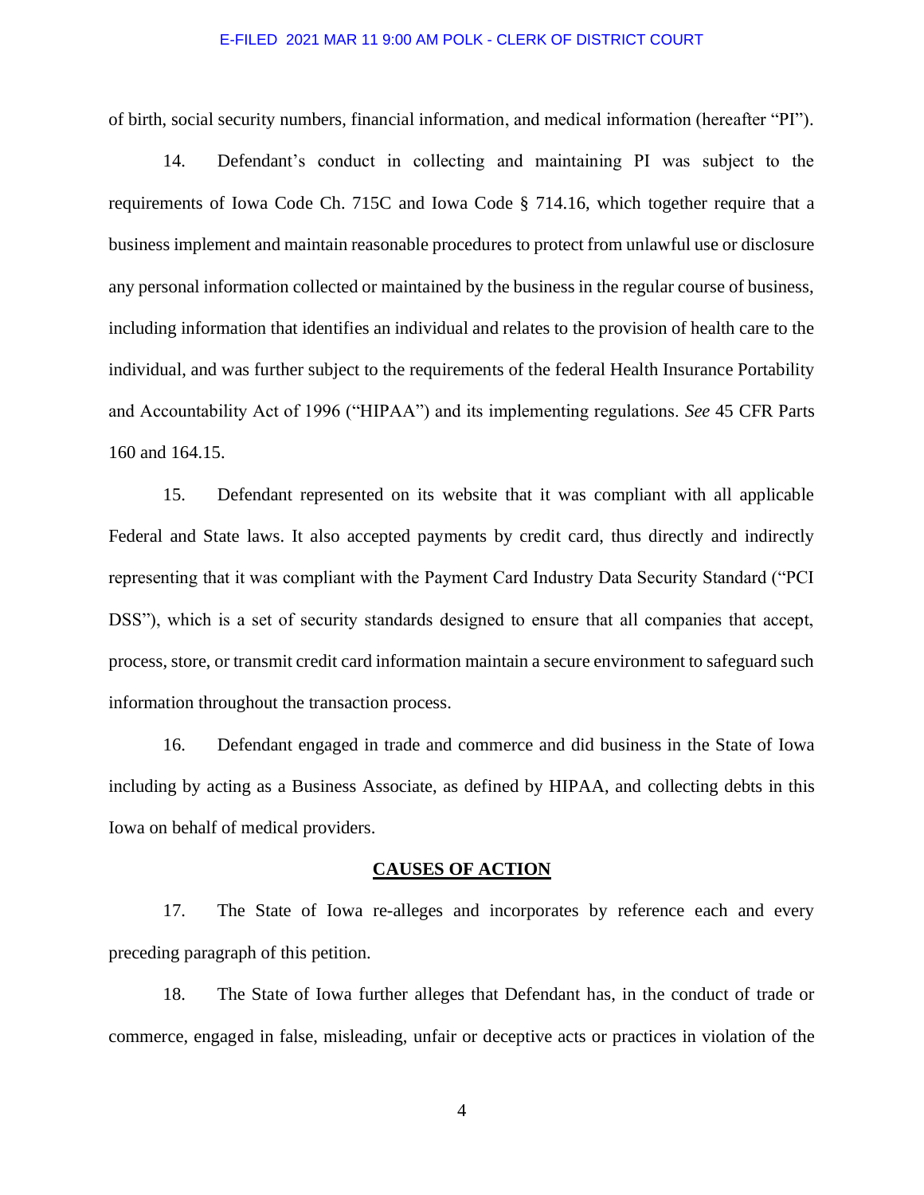of birth, social security numbers, financial information, and medical information (hereafter "PI").

14. Defendant's conduct in collecting and maintaining PI was subject to the requirements of Iowa Code Ch. 715C and Iowa Code § 714.16, which together require that a business implement and maintain reasonable procedures to protect from unlawful use or disclosure any personal information collected or maintained by the business in the regular course of business, including information that identifies an individual and relates to the provision of health care to the individual, and was further subject to the requirements of the federal Health Insurance Portability and Accountability Act of 1996 ("HIPAA") and its implementing regulations. *See* 45 CFR Parts 160 and 164.15.

15. Defendant represented on its website that it was compliant with all applicable Federal and State laws. It also accepted payments by credit card, thus directly and indirectly representing that it was compliant with the Payment Card Industry Data Security Standard ("PCI DSS"), which is a set of security standards designed to ensure that all companies that accept, process, store, or transmit credit card information maintain a secure environment to safeguard such information throughout the transaction process.

16. Defendant engaged in trade and commerce and did business in the State of Iowa including by acting as a Business Associate, as defined by HIPAA, and collecting debts in this Iowa on behalf of medical providers.

## CAUSES OF ACTION

17. The State of Iowa re-alleges and incorporates by reference each and every preceding paragraph of this petition.

18. The State of Iowa further alleges that Defendant has, in the conduct of trade or commerce, engaged in false, misleading, unfair or deceptive acts or practices in violation of the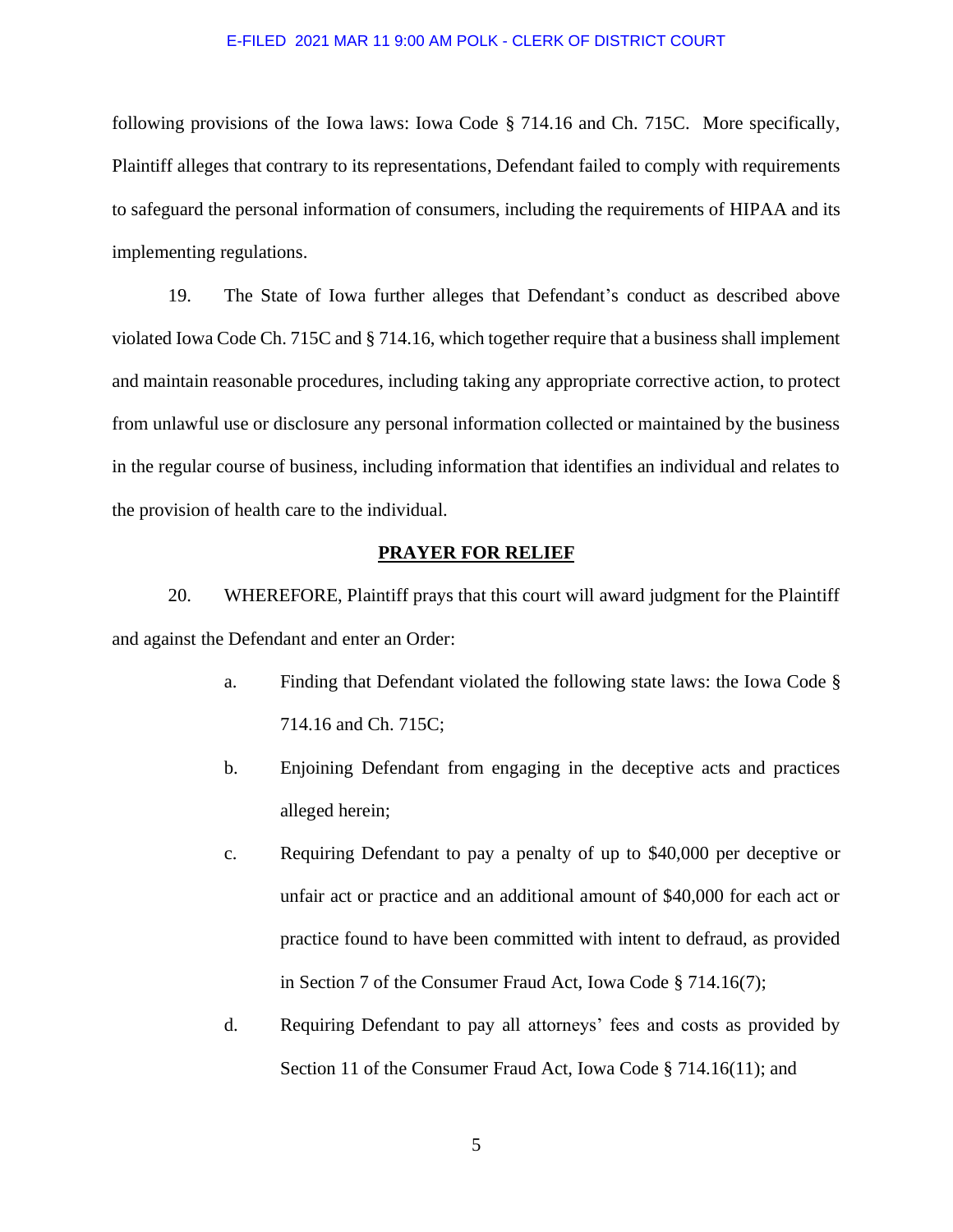following provisions of the Iowa laws: Iowa Code § 714.16 and Ch. 715C. More specifically, Plaintiff alleges that contrary to its representations, Defendant failed to comply with requirements to safeguard the personal information of consumers, including the requirements of HIPAA and its implementing regulations.

19. The State of Iowa further alleges that Defendant's conduct as described above violated Iowa Code Ch. 715C and § 714.16, which together require that a business shall implement and maintain reasonable procedures, including taking any appropriate corrective action, to protect from unlawful use or disclosure any personal information collected or maintained by the business in the regular course of business, including information that identifies an individual and relates to the provision of health care to the individual.

## PRAYER FOR RELIEF

20. WHEREFORE, Plaintiff prays that this court will award judgment for the Plaintiff and against the Defendant and enter an Order:

a. Finding that Defendant violated the following state laws: the Iowa Code § 714.16 and Ch. 715C;

b. Enjoining Defendant from engaging in the deceptive acts and practices alleged herein;

c. Requiring Defendant to pay a penalty of up to $40,000 per deceptive or unfair act or practice and an additional amount of $40,000 for each act or practice found to have been committed with intent to defraud, as provided in Section 7 of the Consumer Fraud Act, Iowa Code § 714.16(7);

d. Requiring Defendant to pay all attorneys' fees and costs as provided by Section 11 of the Consumer Fraud Act, Iowa Code § 714.16(11); and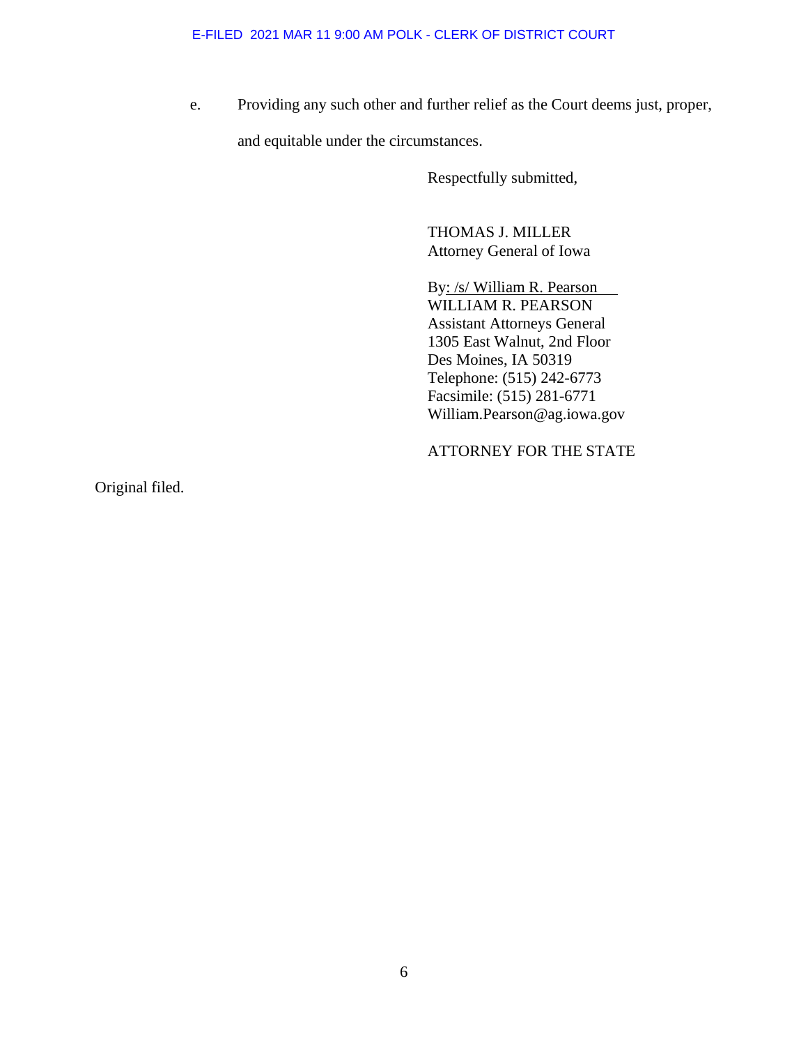e. Providing any such other and further relief as the Court deems just, proper, and equitable under the circumstances.

Respectfully submitted,

THOMAS J. MILLER
Attorney General of Iowa

By: /s/ William R. Pearson
WILLIAM R. PEARSON
Assistant Attorneys General
1305 East Walnut, 2nd Floor
Des Moines, IA 50319
Telephone: (515) 242-6773
Facsimile: (515) 281-6771
William.Pearson@ag.iowa.gov

ATTORNEY FOR THE STATE

Original filed.